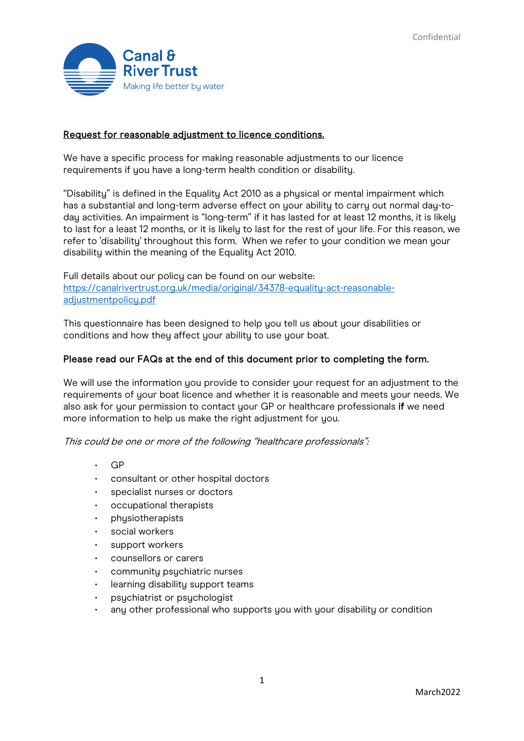Canal & River Trust
Making life better by water

## Request for reasonable adjustment to licence conditions.

We have a specific process for making reasonable adjustments to our licence requirements if you have a long-term health condition or disability.

"Disability" is defined in the Equality Act 2010 as a physical or mental impairment which has a substantial and long-term adverse effect on your ability to carry out normal day-to-day activities. An impairment is "long-term" if it has lasted for at least 12 months, it is likely to last for a least 12 months, or it is likely to last for the rest of your life. For this reason, we refer to 'disability' throughout this form. When we refer to your condition we mean your disability within the meaning of the Equality Act 2010.

Full details about our policy can be found on our website:
[https://canalrivertrust.org.uk/media/original/34378-equality-act-reasonable-adjustmentpolicy.pdf](https://canalrivertrust.org.uk/media/original/34378-equality-act-reasonable-adjustmentpolicy.pdf)

This questionnaire has been designed to help you tell us about your disabilities or conditions and how they affect your ability to use your boat.

**Please read our FAQs at the end of this document prior to completing the form.**

We will use the information you provide to consider your request for an adjustment to the requirements of your boat licence and whether it is reasonable and meets your needs. We also ask for your permission to contact your GP or healthcare professionals **if** we need more information to help us make the right adjustment for you.

*This could be one or more of the following "healthcare professionals":*

- GP
- consultant or other hospital doctors
- specialist nurses or doctors
- occupational therapists
- physiotherapists
- social workers
- support workers
- counsellors or carers
- community psychiatric nurses
- learning disability support teams
- psychiatrist or psychologist
- any other professional who supports you with your disability or condition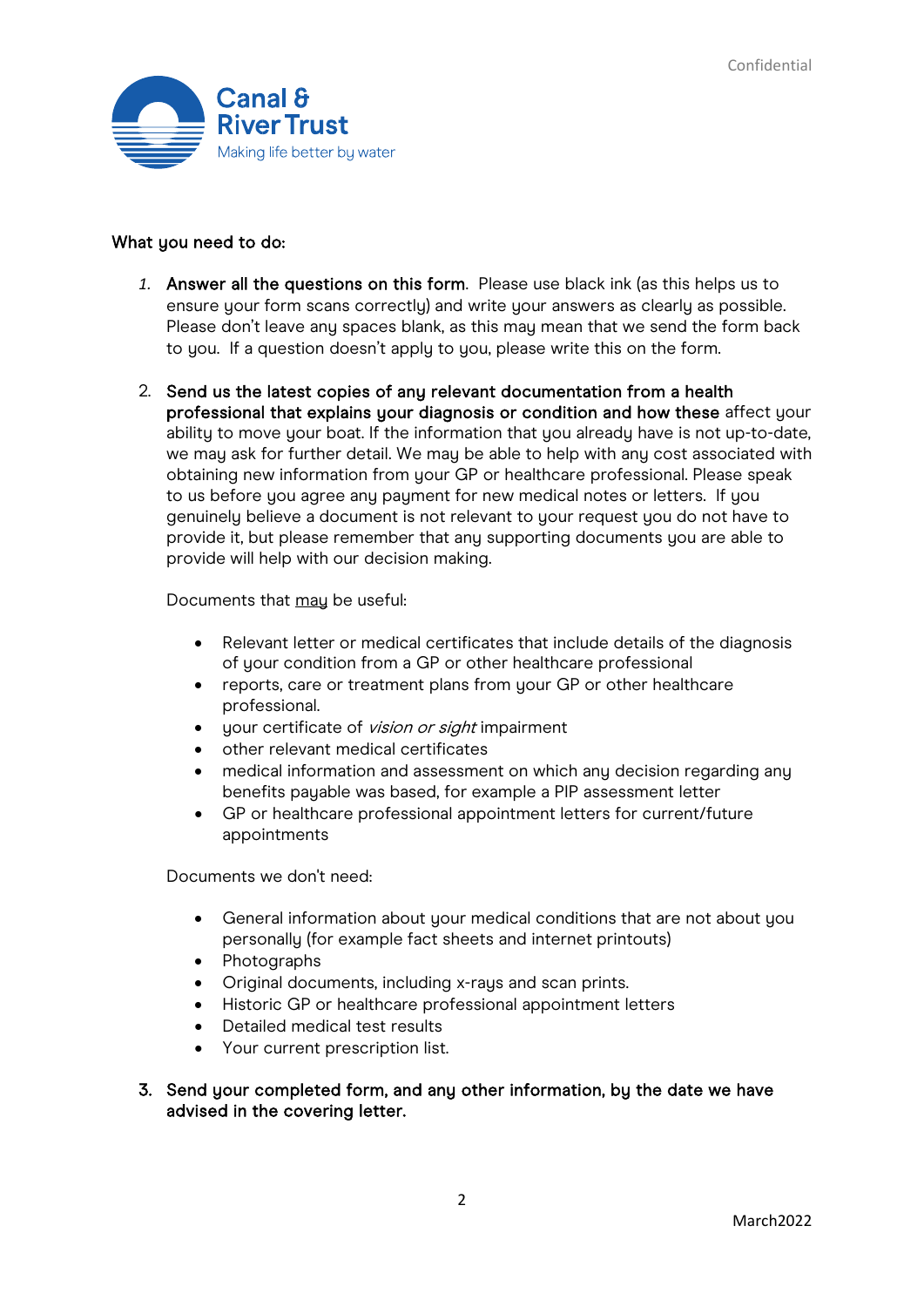What you need to do:

1. **Answer all the questions on this form**. Please use black ink (as this helps us to ensure your form scans correctly) and write your answers as clearly as possible. Please don't leave any spaces blank, as this may mean that we send the form back to you. If a question doesn't apply to you, please write this on the form.

2. **Send us the latest copies of any relevant documentation from a health professional that explains your diagnosis or condition and how these** affect your ability to move your boat. If the information that you already have is not up-to-date, we may ask for further detail. We may be able to help with any cost associated with obtaining new information from your GP or healthcare professional. Please speak to us before you agree any payment for new medical notes or letters. If you genuinely believe a document is not relevant to your request you do not have to provide it, but please remember that any supporting documents you are able to provide will help with our decision making.

   Documents that may be useful:

   - Relevant letter or medical certificates that include details of the diagnosis of your condition from a GP or other healthcare professional
   - reports, care or treatment plans from your GP or other healthcare professional.
   - your certificate of *vision or sight* impairment
   - other relevant medical certificates
   - medical information and assessment on which any decision regarding any benefits payable was based, for example a PIP assessment letter
   - GP or healthcare professional appointment letters for current/future appointments

   Documents we don't need:

   - General information about your medical conditions that are not about you personally (for example fact sheets and internet printouts)
   - Photographs
   - Original documents, including x-rays and scan prints.
   - Historic GP or healthcare professional appointment letters
   - Detailed medical test results
   - Your current prescription list.

3. **Send your completed form, and any other information, by the date we have advised in the covering letter.**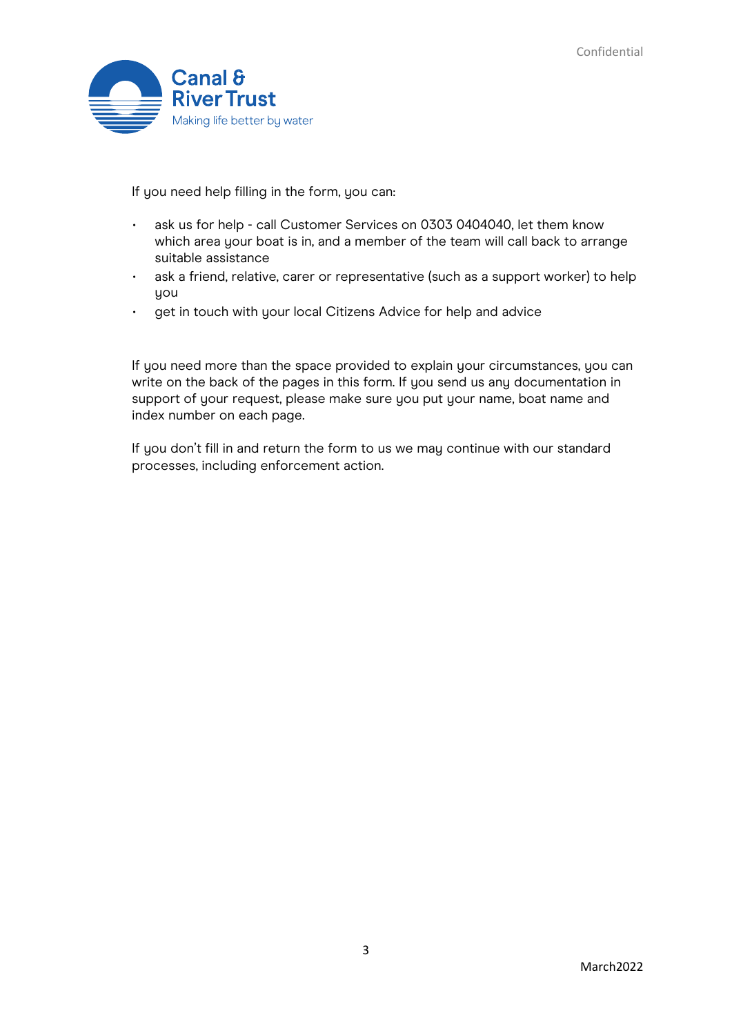If you need help filling in the form, you can:

- ask us for help - call Customer Services on 0303 0404040, let them know which area your boat is in, and a member of the team will call back to arrange suitable assistance
- ask a friend, relative, carer or representative (such as a support worker) to help you
- get in touch with your local Citizens Advice for help and advice

If you need more than the space provided to explain your circumstances, you can write on the back of the pages in this form. If you send us any documentation in support of your request, please make sure you put your name, boat name and index number on each page.

If you don't fill in and return the form to us we may continue with our standard processes, including enforcement action.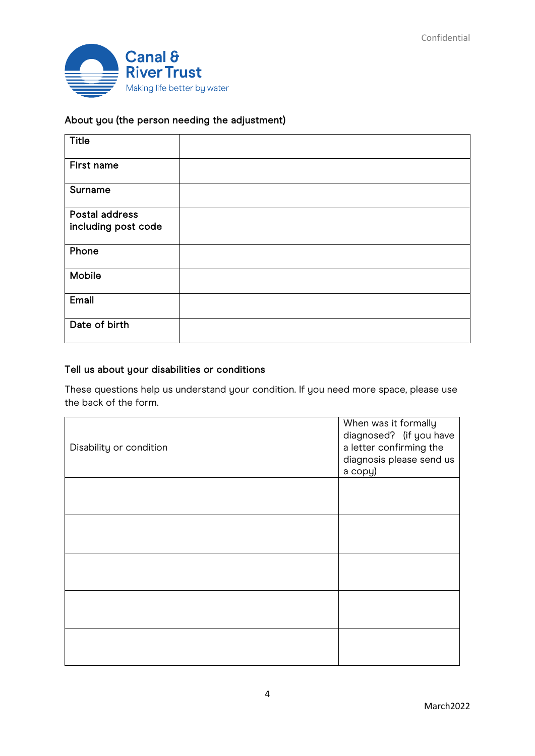## About you (the person needing the adjustment)

| | |
|---|---|
| **Title** | |
| **First name** | |
| **Surname** | |
| **Postal address including post code** | |
| **Phone** | |
| **Mobile** | |
| **Email** | |
| **Date of birth** | |

## Tell us about your disabilities or conditions

These questions help us understand your condition. If you need more space, please use the back of the form.

| Disability or condition | When was it formally diagnosed? (if you have a letter confirming the diagnosis please send us a copy) |
|---|---|
| | |
| | |
| | |
| | |
| | |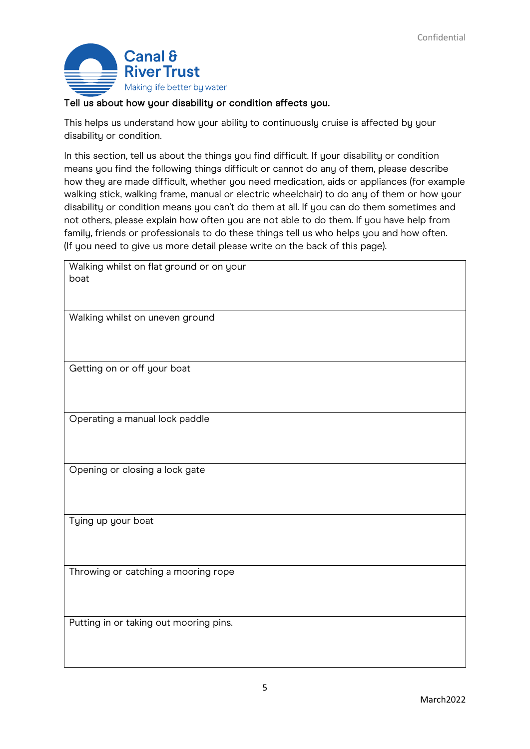Confidential

**Canal & River Trust**
Making life better by water

**Tell us about how your disability or condition affects you.**

This helps us understand how your ability to continuously cruise is affected by your disability or condition.

In this section, tell us about the things you find difficult. If your disability or condition means you find the following things difficult or cannot do any of them, please describe how they are made difficult, whether you need medication, aids or appliances (for example walking stick, walking frame, manual or electric wheelchair) to do any of them or how your disability or condition means you can't do them at all. If you can do them sometimes and not others, please explain how often you are not able to do them. If you have help from family, friends or professionals to do these things tell us who helps you and how often. (If you need to give us more detail please write on the back of this page).

| | |
|---|---|
| Walking whilst on flat ground or on your boat | |
| Walking whilst on uneven ground | |
| Getting on or off your boat | |
| Operating a manual lock paddle | |
| Opening or closing a lock gate | |
| Tying up your boat | |
| Throwing or catching a mooring rope | |
| Putting in or taking out mooring pins. | |

March2022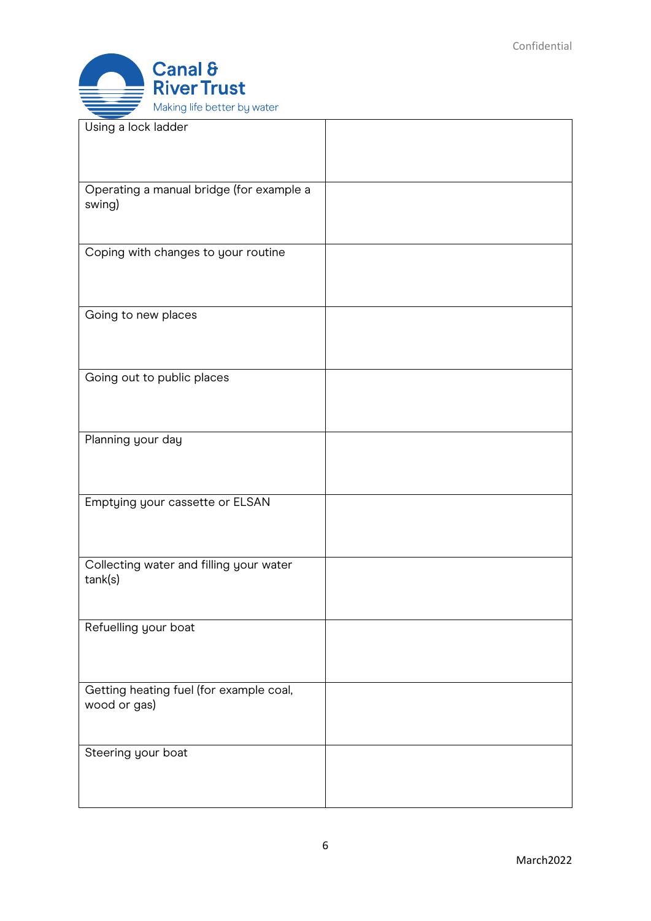| | |
|---|---|
| Using a lock ladder | |
| Operating a manual bridge (for example a swing) | |
| Coping with changes to your routine | |
| Going to new places | |
| Going out to public places | |
| Planning your day | |
| Emptying your cassette or ELSAN | |
| Collecting water and filling your water tank(s) | |
| Refuelling your boat | |
| Getting heating fuel (for example coal, wood or gas) | |
| Steering your boat | |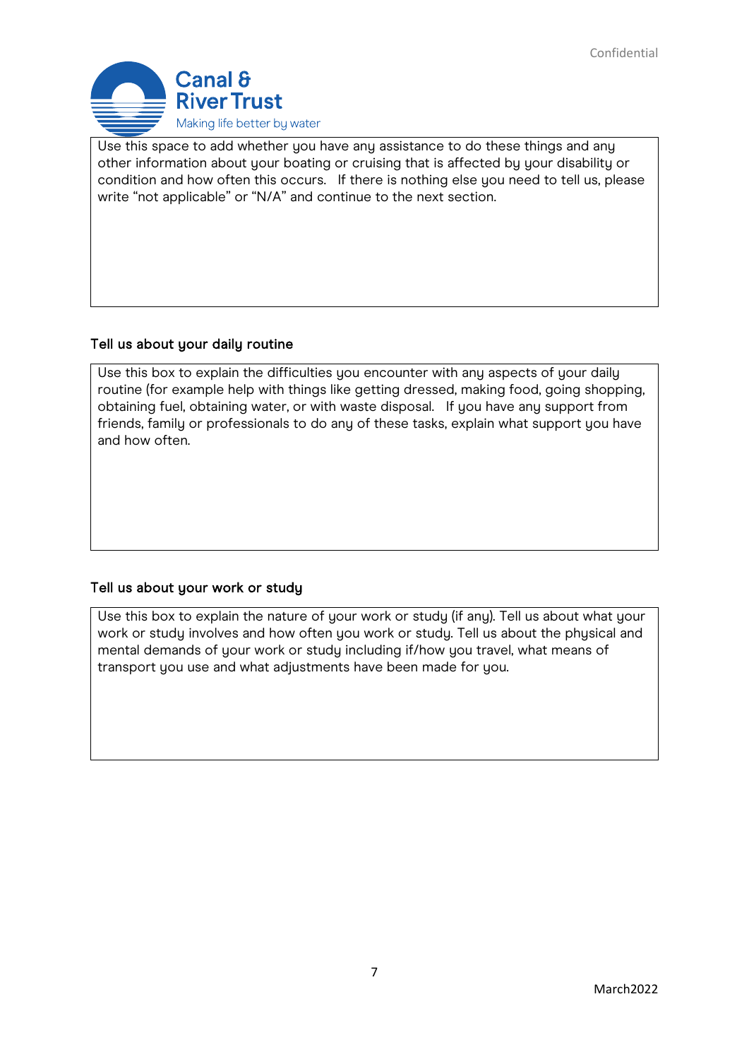| Use this space to add whether you have any assistance to do these things and any other information about your boating or cruising that is affected by your disability or condition and how often this occurs. If there is nothing else you need to tell us, please write "not applicable" or "N/A" and continue to the next section. |
| --- |

## Tell us about your daily routine

| Use this box to explain the difficulties you encounter with any aspects of your daily routine (for example help with things like getting dressed, making food, going shopping, obtaining fuel, obtaining water, or with waste disposal. If you have any support from friends, family or professionals to do any of these tasks, explain what support you have and how often. |
| --- |

## Tell us about your work or study

| Use this box to explain the nature of your work or study (if any). Tell us about what your work or study involves and how often you work or study. Tell us about the physical and mental demands of your work or study including if/how you travel, what means of transport you use and what adjustments have been made for you. |
| --- |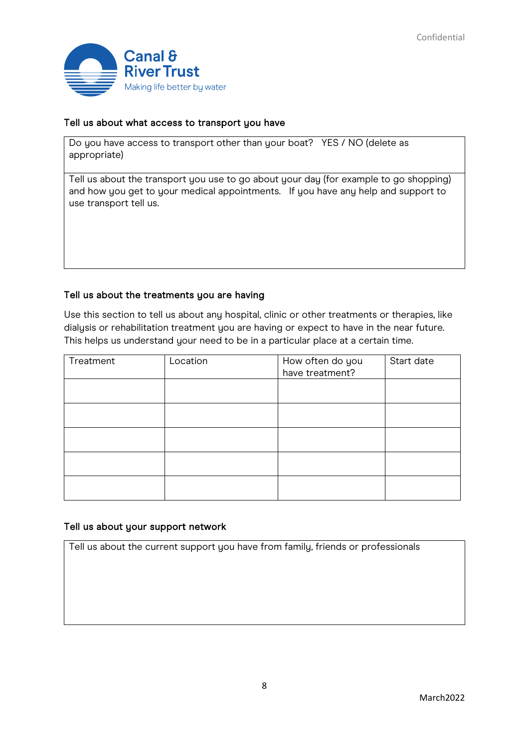### Tell us about what access to transport you have

| Do you have access to transport other than your boat? YES / NO (delete as appropriate) |
|---|
| Tell us about the transport you use to go about your day (for example to go shopping) and how you get to your medical appointments. If you have any help and support to use transport tell us. |

### Tell us about the treatments you are having

Use this section to tell us about any hospital, clinic or other treatments or therapies, like dialysis or rehabilitation treatment you are having or expect to have in the near future. This helps us understand your need to be in a particular place at a certain time.

| Treatment | Location | How often do you have treatment? | Start date |
|---|---|---|---|
| | | | |
| | | | |
| | | | |
| | | | |
| | | | |

### Tell us about your support network

| Tell us about the current support you have from family, friends or professionals |
|---|
| |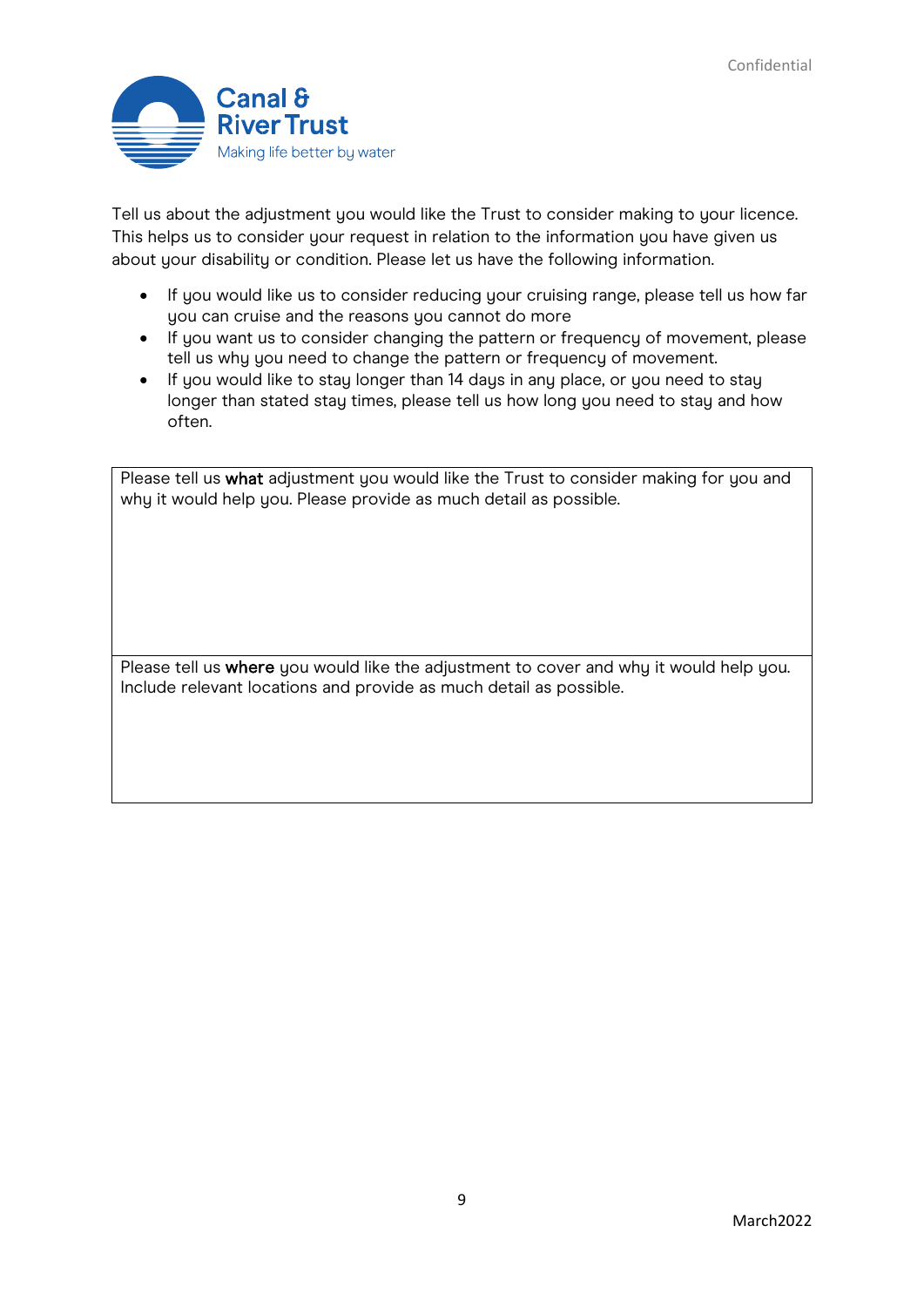Tell us about the adjustment you would like the Trust to consider making to your licence. This helps us to consider your request in relation to the information you have given us about your disability or condition. Please let us have the following information.

- If you would like us to consider reducing your cruising range, please tell us how far you can cruise and the reasons you cannot do more
- If you want us to consider changing the pattern or frequency of movement, please tell us why you need to change the pattern or frequency of movement.
- If you would like to stay longer than 14 days in any place, or you need to stay longer than stated stay times, please tell us how long you need to stay and how often.

| Please tell us **what** adjustment you would like the Trust to consider making for you and why it would help you. Please provide as much detail as possible. |
|---|
| Please tell us **where** you would like the adjustment to cover and why it would help you. Include relevant locations and provide as much detail as possible. |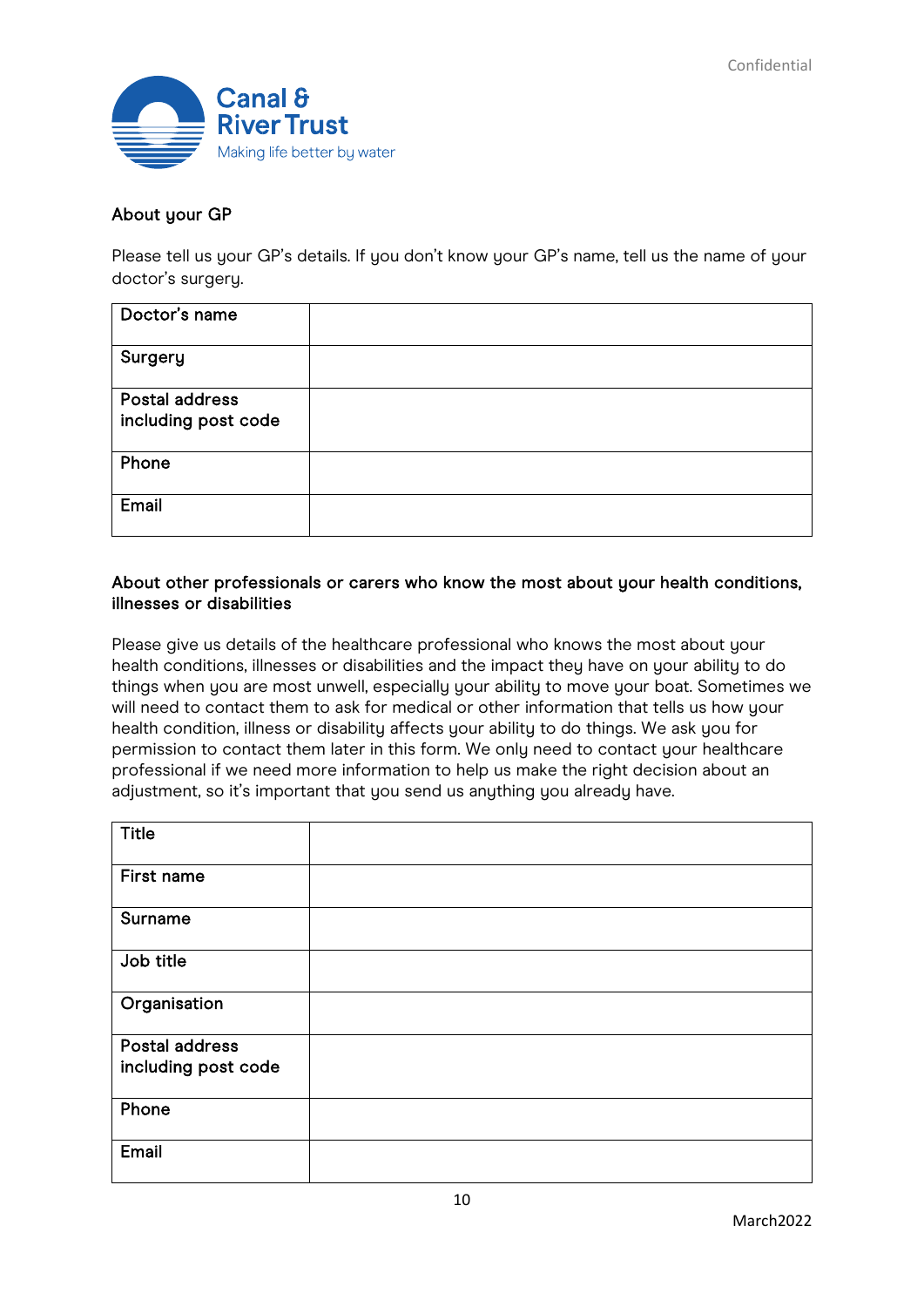## About your GP

Please tell us your GP's details. If you don't know your GP's name, tell us the name of your doctor's surgery.

| Doctor's name | |
|---|---|
| Surgery | |
| Postal address including post code | |
| Phone | |
| Email | |

## About other professionals or carers who know the most about your health conditions, illnesses or disabilities

Please give us details of the healthcare professional who knows the most about your health conditions, illnesses or disabilities and the impact they have on your ability to do things when you are most unwell, especially your ability to move your boat. Sometimes we will need to contact them to ask for medical or other information that tells us how your health condition, illness or disability affects your ability to do things. We ask you for permission to contact them later in this form. We only need to contact your healthcare professional if we need more information to help us make the right decision about an adjustment, so it's important that you send us anything you already have.

| Title | |
|---|---|
| First name | |
| Surname | |
| Job title | |
| Organisation | |
| Postal address including post code | |
| Phone | |
| Email | |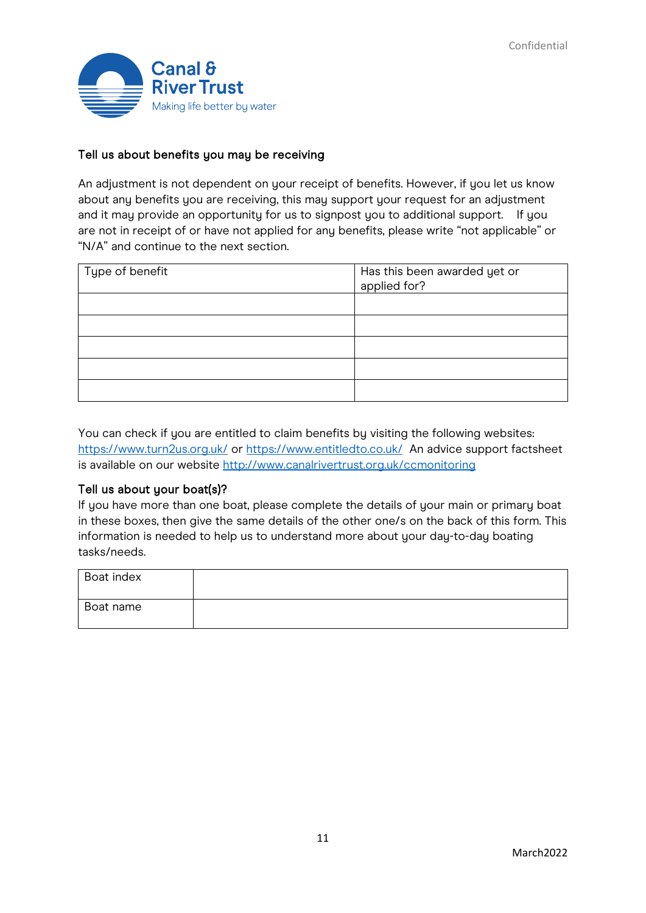### Tell us about benefits you may be receiving

An adjustment is not dependent on your receipt of benefits. However, if you let us know about any benefits you are receiving, this may support your request for an adjustment and it may provide an opportunity for us to signpost you to additional support. If you are not in receipt of or have not applied for any benefits, please write "not applicable" or "N/A" and continue to the next section.

| Type of benefit | Has this been awarded yet or applied for? |
| --- | --- |
| | |
| | |
| | |
| | |
| | |

You can check if you are entitled to claim benefits by visiting the following websites: https://www.turn2us.org.uk/ or https://www.entitledto.co.uk/ An advice support factsheet is available on our website http://www.canalrivertrust.org.uk/ccmonitoring

### Tell us about your boat(s)?

If you have more than one boat, please complete the details of your main or primary boat in these boxes, then give the same details of the other one/s on the back of this form. This information is needed to help us to understand more about your day-to-day boating tasks/needs.

| Boat index | |
| --- | --- |
| Boat name | |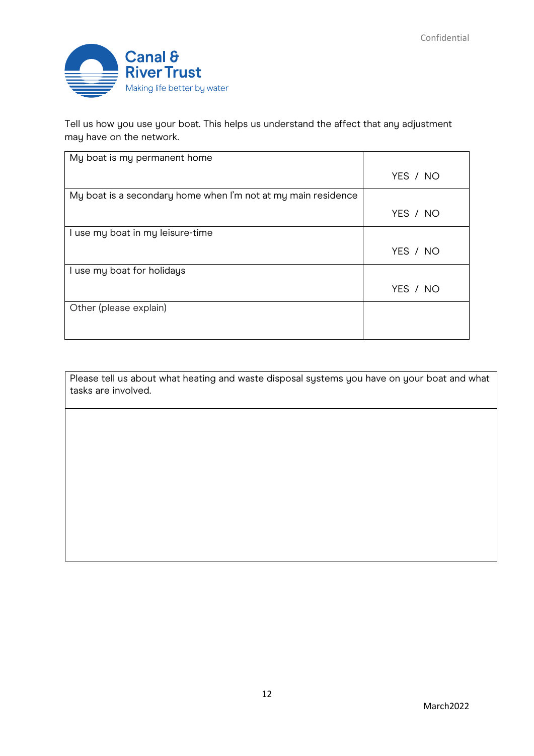Tell us how you use your boat. This helps us understand the affect that any adjustment may have on the network.

| | |
|---|---|
| My boat is my permanent home | YES / NO |
| My boat is a secondary home when I'm not at my main residence | YES / NO |
| I use my boat in my leisure-time | YES / NO |
| I use my boat for holidays | YES / NO |
| Other (please explain) | |

| Please tell us about what heating and waste disposal systems you have on your boat and what tasks are involved. |
|---|
| |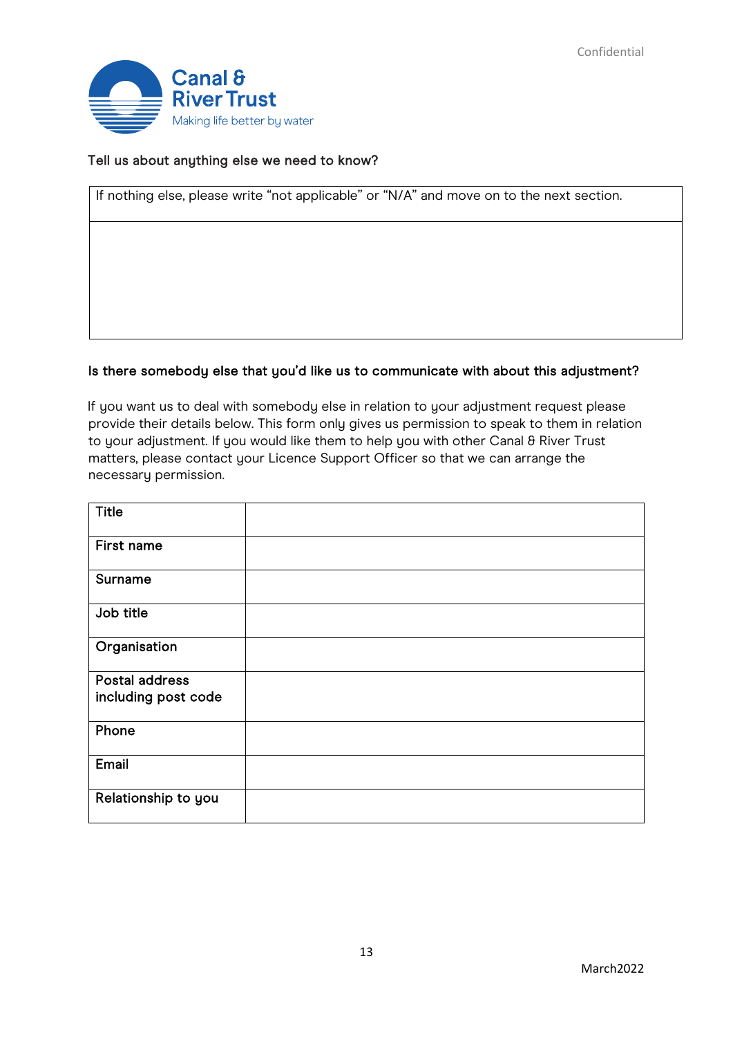**Tell us about anything else we need to know?**

| If nothing else, please write "not applicable" or "N/A" and move on to the next section. |
| --- |
| |

**Is there somebody else that you'd like us to communicate with about this adjustment?**

If you want us to deal with somebody else in relation to your adjustment request please provide their details below. This form only gives us permission to speak to them in relation to your adjustment. If you would like them to help you with other Canal & River Trust matters, please contact your Licence Support Officer so that we can arrange the necessary permission.

| | |
| --- | --- |
| **Title** | |
| **First name** | |
| **Surname** | |
| **Job title** | |
| **Organisation** | |
| **Postal address including post code** | |
| **Phone** | |
| **Email** | |
| **Relationship to you** | |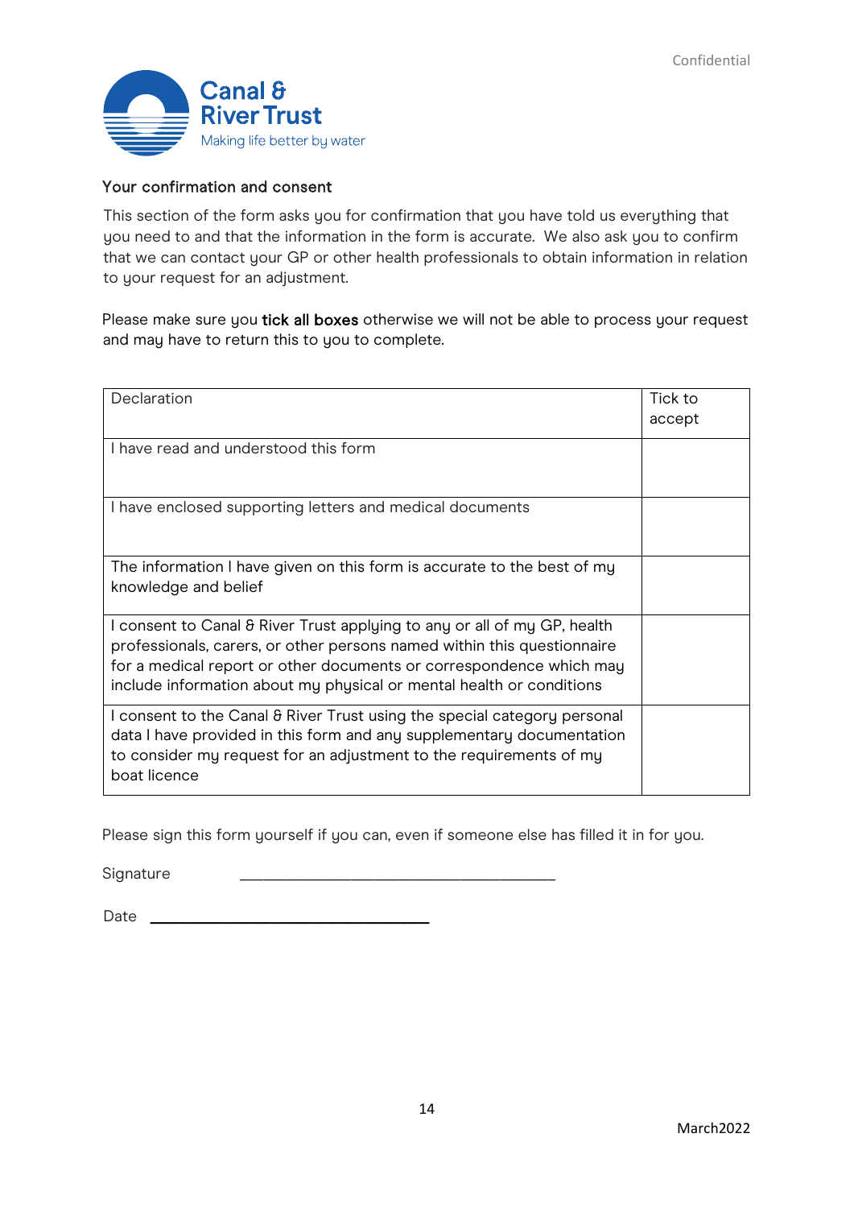## Your confirmation and consent

This section of the form asks you for confirmation that you have told us everything that you need to and that the information in the form is accurate. We also ask you to confirm that we can contact your GP or other health professionals to obtain information in relation to your request for an adjustment.

Please make sure you **tick all boxes** otherwise we will not be able to process your request and may have to return this to you to complete.

| Declaration | Tick to accept |
|---|---|
| I have read and understood this form | |
| I have enclosed supporting letters and medical documents | |
| The information I have given on this form is accurate to the best of my knowledge and belief | |
| I consent to Canal & River Trust applying to any or all of my GP, health professionals, carers, or other persons named within this questionnaire for a medical report or other documents or correspondence which may include information about my physical or mental health or conditions | |
| I consent to the Canal & River Trust using the special category personal data I have provided in this form and any supplementary documentation to consider my request for an adjustment to the requirements of my boat licence | |

Please sign this form yourself if you can, even if someone else has filled it in for you.

Signature ________________________________________

Date ___________________________________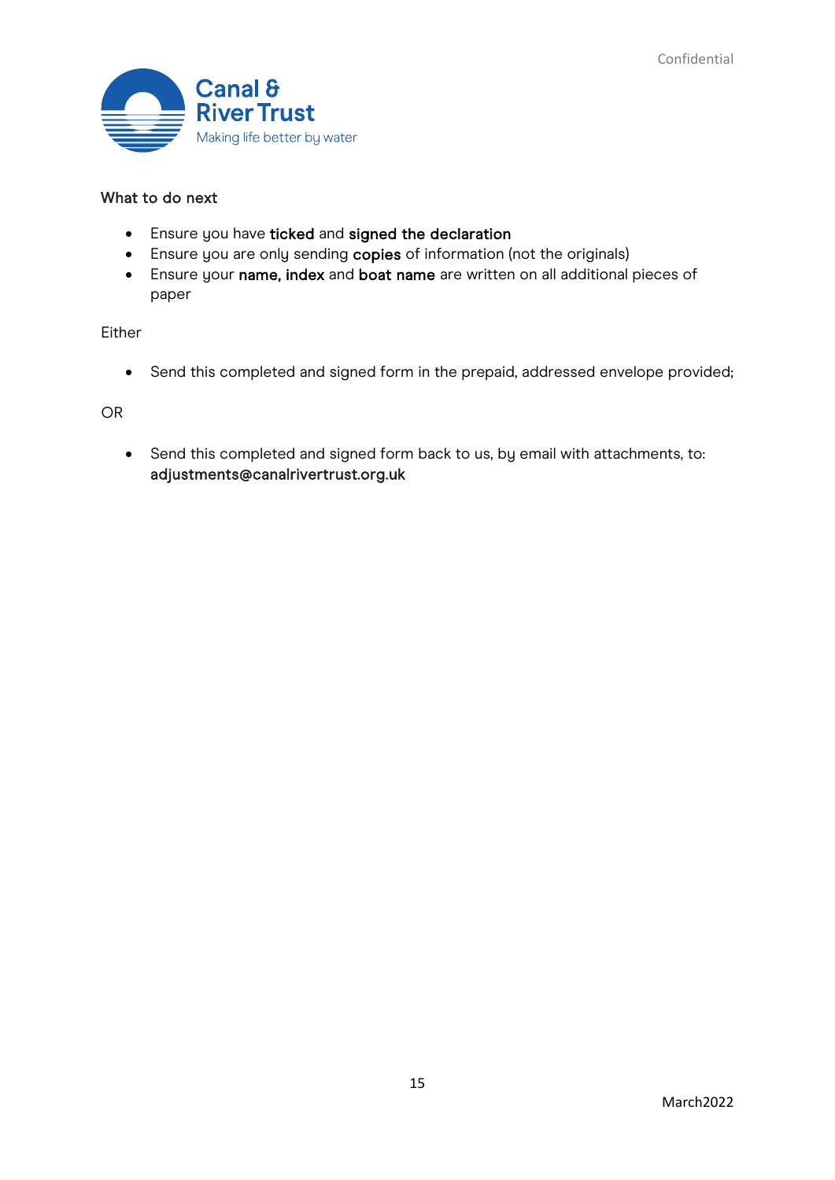## What to do next

- Ensure you have **ticked** and **signed the declaration**
- Ensure you are only sending **copies** of information (not the originals)
- Ensure your **name, index** and **boat name** are written on all additional pieces of paper

Either

- Send this completed and signed form in the prepaid, addressed envelope provided;

OR

- Send this completed and signed form back to us, by email with attachments, to: **adjustments@canalrivertrust.org.uk**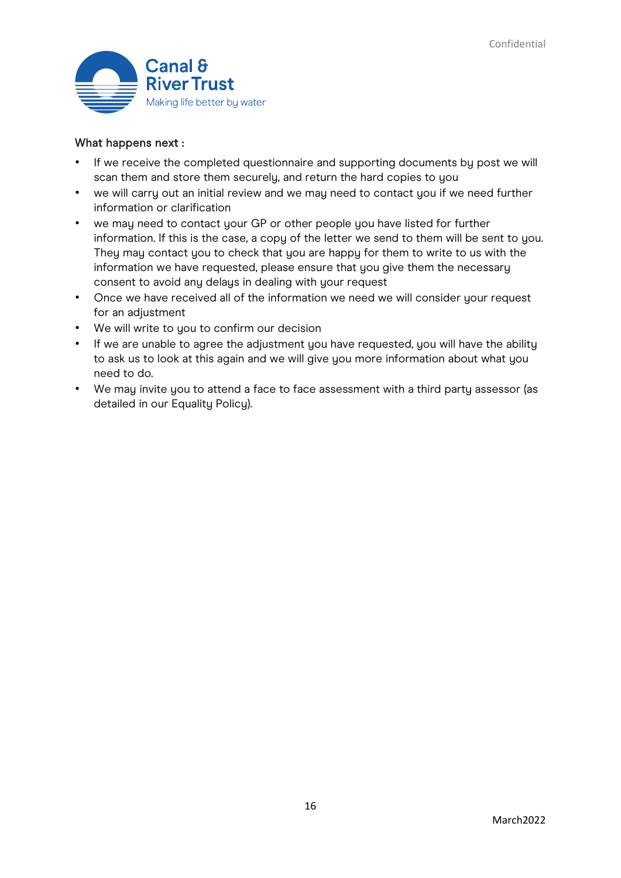What happens next :

- If we receive the completed questionnaire and supporting documents by post we will scan them and store them securely, and return the hard copies to you
- we will carry out an initial review and we may need to contact you if we need further information or clarification
- we may need to contact your GP or other people you have listed for further information. If this is the case, a copy of the letter we send to them will be sent to you. They may contact you to check that you are happy for them to write to us with the information we have requested, please ensure that you give them the necessary consent to avoid any delays in dealing with your request
- Once we have received all of the information we need we will consider your request for an adjustment
- We will write to you to confirm our decision
- If we are unable to agree the adjustment you have requested, you will have the ability to ask us to look at this again and we will give you more information about what you need to do.
- We may invite you to attend a face to face assessment with a third party assessor (as detailed in our Equality Policy).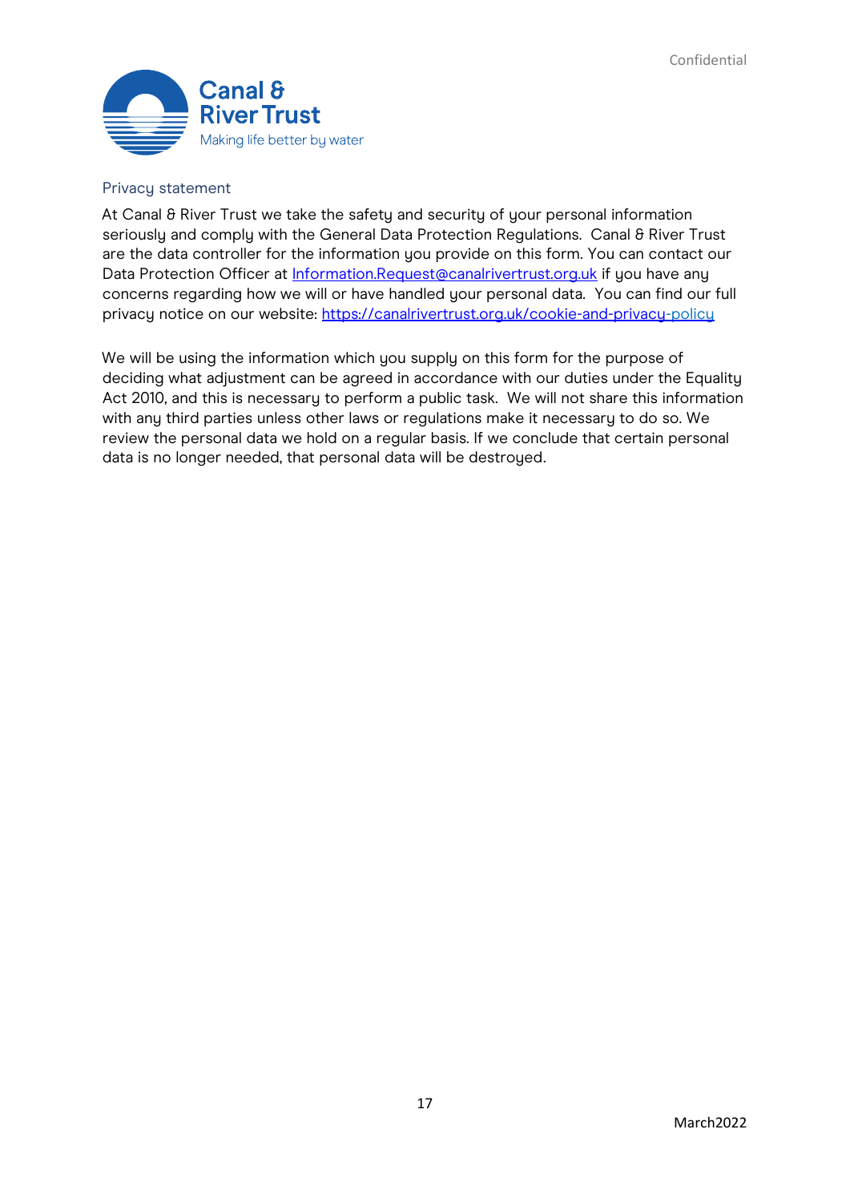## Privacy statement

At Canal & River Trust we take the safety and security of your personal information seriously and comply with the General Data Protection Regulations. Canal & River Trust are the data controller for the information you provide on this form. You can contact our Data Protection Officer at [Information.Request@canalrivertrust.org.uk](mailto:Information.Request@canalrivertrust.org.uk) if you have any concerns regarding how we will or have handled your personal data. You can find our full privacy notice on our website: [https://canalrivertrust.org.uk/cookie-and-privacy-policy](https://canalrivertrust.org.uk/cookie-and-privacy-policy)

We will be using the information which you supply on this form for the purpose of deciding what adjustment can be agreed in accordance with our duties under the Equality Act 2010, and this is necessary to perform a public task. We will not share this information with any third parties unless other laws or regulations make it necessary to do so. We review the personal data we hold on a regular basis. If we conclude that certain personal data is no longer needed, that personal data will be destroyed.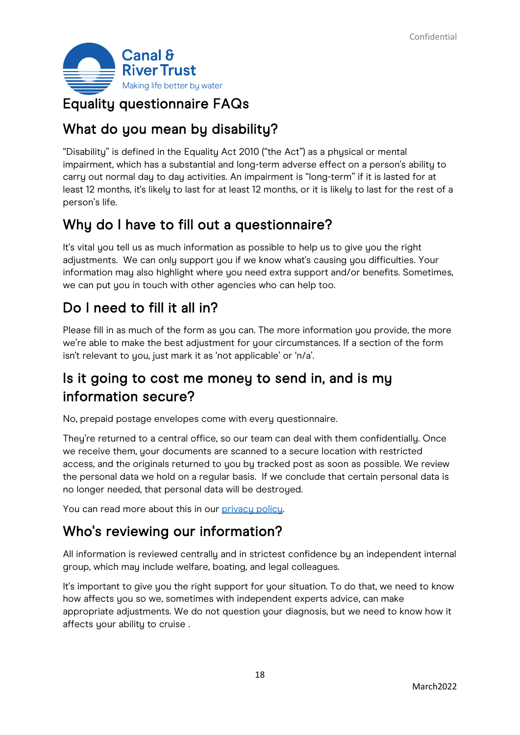# Equality questionnaire FAQs

## What do you mean by disability?

"Disability" is defined in the Equality Act 2010 ("the Act") as a physical or mental impairment, which has a substantial and long-term adverse effect on a person's ability to carry out normal day to day activities. An impairment is "long-term" if it is lasted for at least 12 months, it's likely to last for at least 12 months, or it is likely to last for the rest of a person's life.

## Why do I have to fill out a questionnaire?

It's vital you tell us as much information as possible to help us to give you the right adjustments. We can only support you if we know what's causing you difficulties. Your information may also highlight where you need extra support and/or benefits. Sometimes, we can put you in touch with other agencies who can help too.

## Do I need to fill it all in?

Please fill in as much of the form as you can. The more information you provide, the more we're able to make the best adjustment for your circumstances. If a section of the form isn't relevant to you, just mark it as 'not applicable' or 'n/a'.

## Is it going to cost me money to send in, and is my information secure?

No, prepaid postage envelopes come with every questionnaire.

They're returned to a central office, so our team can deal with them confidentially. Once we receive them, your documents are scanned to a secure location with restricted access, and the originals returned to you by tracked post as soon as possible. We review the personal data we hold on a regular basis. If we conclude that certain personal data is no longer needed, that personal data will be destroyed.

You can read more about this in our [privacy policy].

## Who's reviewing our information?

All information is reviewed centrally and in strictest confidence by an independent internal group, which may include welfare, boating, and legal colleagues.

It's important to give you the right support for your situation. To do that, we need to know how affects you so we, sometimes with independent experts advice, can make appropriate adjustments. We do not question your diagnosis, but we need to know how it affects your ability to cruise .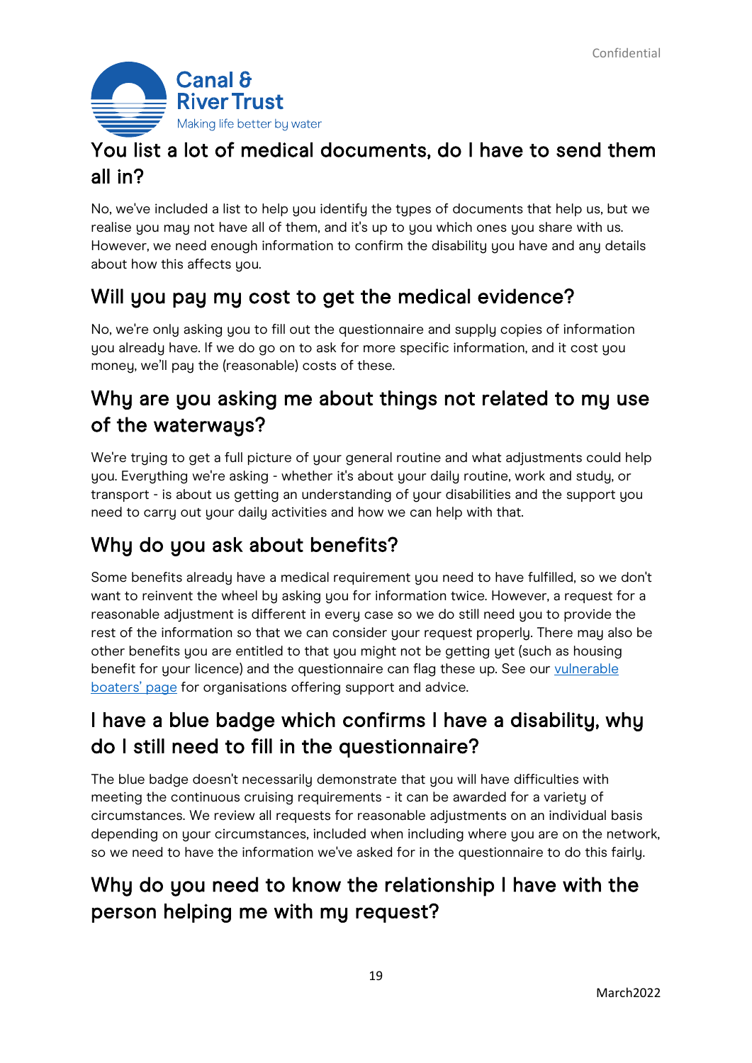## You list a lot of medical documents, do I have to send them all in?

No, we've included a list to help you identify the types of documents that help us, but we realise you may not have all of them, and it's up to you which ones you share with us. However, we need enough information to confirm the disability you have and any details about how this affects you.

## Will you pay my cost to get the medical evidence?

No, we're only asking you to fill out the questionnaire and supply copies of information you already have. If we do go on to ask for more specific information, and it cost you money, we'll pay the (reasonable) costs of these.

## Why are you asking me about things not related to my use of the waterways?

We're trying to get a full picture of your general routine and what adjustments could help you. Everything we're asking - whether it's about your daily routine, work and study, or transport - is about us getting an understanding of your disabilities and the support you need to carry out your daily activities and how we can help with that.

## Why do you ask about benefits?

Some benefits already have a medical requirement you need to have fulfilled, so we don't want to reinvent the wheel by asking you for information twice. However, a request for a reasonable adjustment is different in every case so we do still need you to provide the rest of the information so that we can consider your request properly. There may also be other benefits you are entitled to that you might not be getting yet (such as housing benefit for your licence) and the questionnaire can flag these up. See our vulnerable boaters' page for organisations offering support and advice.

## I have a blue badge which confirms I have a disability, why do I still need to fill in the questionnaire?

The blue badge doesn't necessarily demonstrate that you will have difficulties with meeting the continuous cruising requirements - it can be awarded for a variety of circumstances. We review all requests for reasonable adjustments on an individual basis depending on your circumstances, included when including where you are on the network, so we need to have the information we've asked for in the questionnaire to do this fairly.

## Why do you need to know the relationship I have with the person helping me with my request?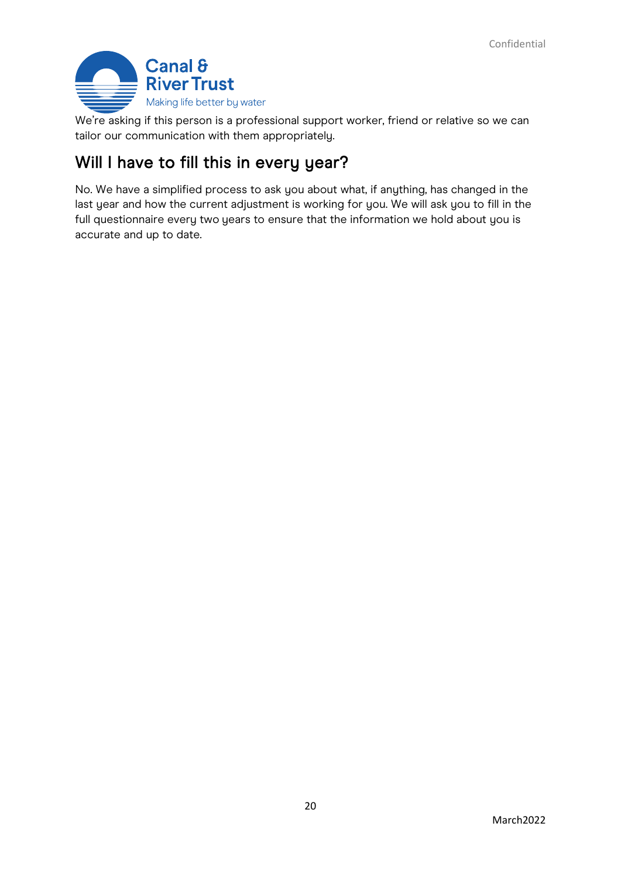We're asking if this person is a professional support worker, friend or relative so we can tailor our communication with them appropriately.

## Will I have to fill this in every year?

No. We have a simplified process to ask you about what, if anything, has changed in the last year and how the current adjustment is working for you. We will ask you to fill in the full questionnaire every two years to ensure that the information we hold about you is accurate and up to date.